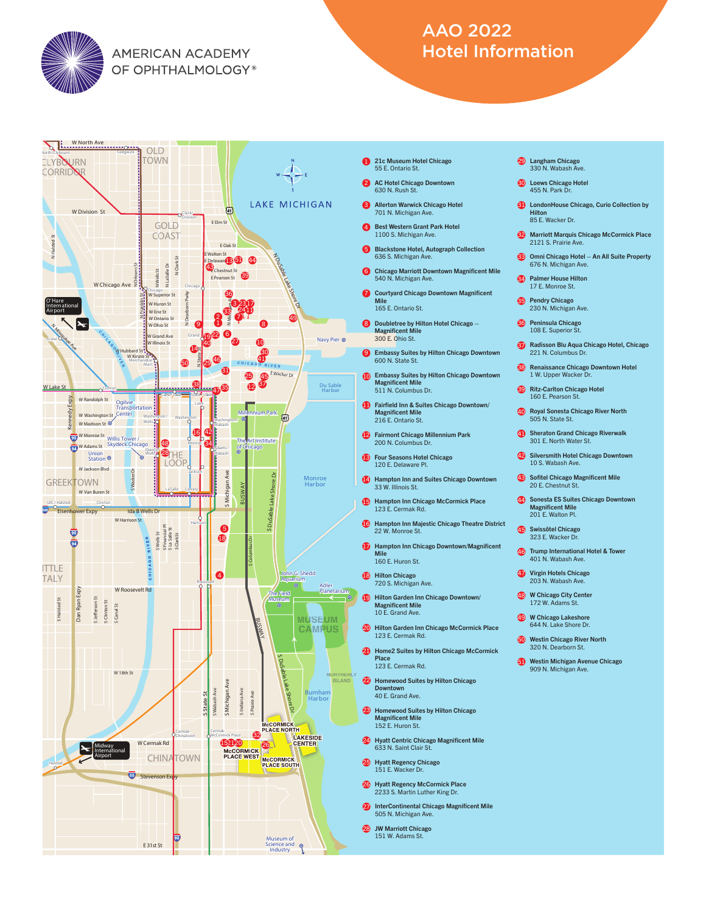AMERICAN ACADEMY OF OPHTHALMOLOGY®

# AAO 2022 Hotel Information

1. 21c Museum Hotel Chicago
   55 E. Ontario St.
2. AC Hotel Chicago Downtown
   630 N. Rush St.
3. Allerton Warwick Chicago Hotel
   701 N. Michigan Ave.
4. Best Western Grant Park Hotel
   1100 S. Michigan Ave.
5. Blackstone Hotel, Autograph Collection
   636 S. Michigan Ave.
6. Chicago Marriott Downtown Magnificent Mile
   540 N. Michigan Ave.
7. Courtyard Chicago Downtown Magnificent Mile
   165 E. Ontario St.
8. Doubletree by Hilton Hotel Chicago – Magnificent Mile
   300 E. Ohio St.
9. Embassy Suites by Hilton Chicago Downtown
   600 N. State St.
10. Embassy Suites by Hilton Chicago Downtown Magnificent Mile
    511 N. Columbus Dr.
11. Fairfield Inn & Suites Chicago Downtown/Magnificent Mile
    216 E. Ontario St.
12. Fairmont Chicago Millennium Park
    200 N. Columbus Dr.
13. Four Seasons Hotel Chicago
    120 E. Delaware Pl.
14. Hampton Inn and Suites Chicago Downtown
    33 W. Illinois St.
15. Hampton Inn Chicago McCormick Place
    123 E. Cermak Rd.
16. Hampton Inn Majestic Chicago Theatre District
    22 W. Monroe St.
17. Hampton Inn Chicago Downtown/Magnificent Mile
    160 E. Huron St.
18. Hilton Chicago
    720 S. Michigan Ave.
19. Hilton Garden Inn Chicago Downtown/Magnificent Mile
    10 E. Grand Ave.
20. Hilton Garden Inn Chicago McCormick Place
    123 E. Cermak Rd.
21. Home2 Suites by Hilton Chicago McCormick Place
    123 E. Cermak Rd.
22. Homewood Suites by Hilton Chicago Downtown
    40 E. Grand Ave.
23. Homewood Suites by Hilton Chicago Magnificent Mile
    152 E. Huron St.
24. Hyatt Centric Chicago Magnificent Mile
    633 N. Saint Clair St.
25. Hyatt Regency Chicago
    151 E. Wacker Dr.
26. Hyatt Regency McCormick Place
    2233 S. Martin Luther King Dr.
27. InterContinental Chicago Magnificent Mile
    505 N. Michigan Ave.
28. JW Marriott Chicago
    151 W. Adams St.
29. Langham Chicago
    330 N. Wabash Ave.
30. Loews Chicago Hotel
    455 N. Park Dr.
31. LondonHouse Chicago, Curio Collection by Hilton
    85 E. Wacker Dr.
32. Marriott Marquis Chicago McCormick Place
    2121 S. Prairie Ave.
33. Omni Chicago Hotel – An All Suite Property
    676 N. Michigan Ave.
34. Palmer House Hilton
    17 E. Monroe St.
35. Pendry Chicago
    230 N. Michigan Ave.
36. Peninsula Chicago
    108 E. Superior St.
37. Radisson Blu Aqua Chicago Hotel, Chicago
    221 N. Columbus Dr.
38. Renaissance Chicago Downtown Hotel
    1 W. Upper Wacker Dr.
39. Ritz-Carlton Chicago Hotel
    160 E. Pearson St.
40. Royal Sonesta Chicago River North
    505 N. State St.
41. Sheraton Grand Chicago Riverwalk
    301 E. North Water St.
42. Silversmith Hotel Chicago Downtown
    10 S. Wabash Ave.
43. Sofitel Chicago Magnificent Mile
    20 E. Chestnut St.
44. Sonesta ES Suites Chicago Downtown Magnificent Mile
    201 E. Walton Pl.
45. Swissôtel Chicago
    323 E. Wacker Dr.
46. Trump International Hotel & Tower
    401 N. Wabash Ave.
47. Virgin Hotels Chicago
    203 N. Wabash Ave.
48. W Chicago City Center
    172 W. Adams St.
49. W Chicago Lakeshore
    644 N. Lake Shore Dr.
50. Westin Chicago River North
    320 N. Dearborn St.
51. Westin Michigan Avenue Chicago
    909 N. Michigan Ave.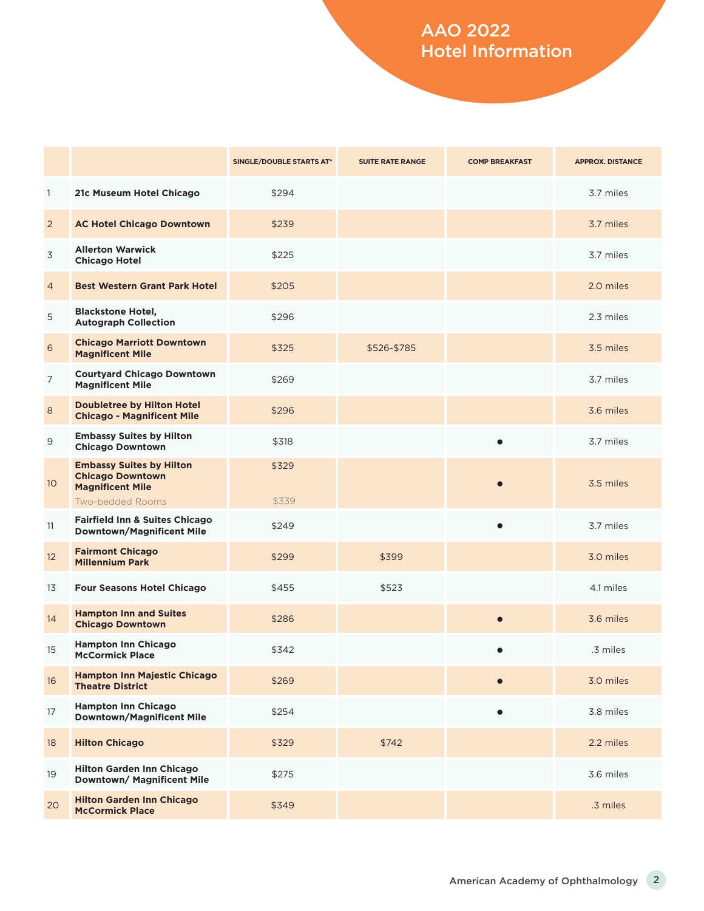# AAO 2022 Hotel Information

| | | SINGLE/DOUBLE STARTS AT* | SUITE RATE RANGE | COMP BREAKFAST | APPROX. DISTANCE |
|---|---|---|---|---|---|
| 1 | **21c Museum Hotel Chicago** | $294 | | | 3.7 miles |
| 2 | **AC Hotel Chicago Downtown** | $239 | | | 3.7 miles |
| 3 | **Allerton Warwick Chicago Hotel** | $225 | | | 3.7 miles |
| 4 | **Best Western Grant Park Hotel** | $205 | | | 2.0 miles |
| 5 | **Blackstone Hotel, Autograph Collection** | $296 | | | 2.3 miles |
| 6 | **Chicago Marriott Downtown Magnificent Mile** | $325 | $526-$785 | | 3.5 miles |
| 7 | **Courtyard Chicago Downtown Magnificent Mile** | $269 | | | 3.7 miles |
| 8 | **Doubletree by Hilton Hotel Chicago - Magnificent Mile** | $296 | | | 3.6 miles |
| 9 | **Embassy Suites by Hilton Chicago Downtown** | $318 | | ● | 3.7 miles |
| 10 | **Embassy Suites by Hilton Chicago Downtown Magnificent Mile** Two-bedded Rooms | $329 $339 | | ● | 3.5 miles |
| 11 | **Fairfield Inn & Suites Chicago Downtown/Magnificent Mile** | $249 | | ● | 3.7 miles |
| 12 | **Fairmont Chicago Millennium Park** | $299 | $399 | | 3.0 miles |
| 13 | **Four Seasons Hotel Chicago** | $455 | $523 | | 4.1 miles |
| 14 | **Hampton Inn and Suites Chicago Downtown** | $286 | | ● | 3.6 miles |
| 15 | **Hampton Inn Chicago McCormick Place** | $342 | | ● | .3 miles |
| 16 | **Hampton Inn Majestic Chicago Theatre District** | $269 | | ● | 3.0 miles |
| 17 | **Hampton Inn Chicago Downtown/Magnificent Mile** | $254 | | ● | 3.8 miles |
| 18 | **Hilton Chicago** | $329 | $742 | | 2.2 miles |
| 19 | **Hilton Garden Inn Chicago Downtown/ Magnificent Mile** | $275 | | | 3.6 miles |
| 20 | **Hilton Garden Inn Chicago McCormick Place** | $349 | | | .3 miles |

American Academy of Ophthalmology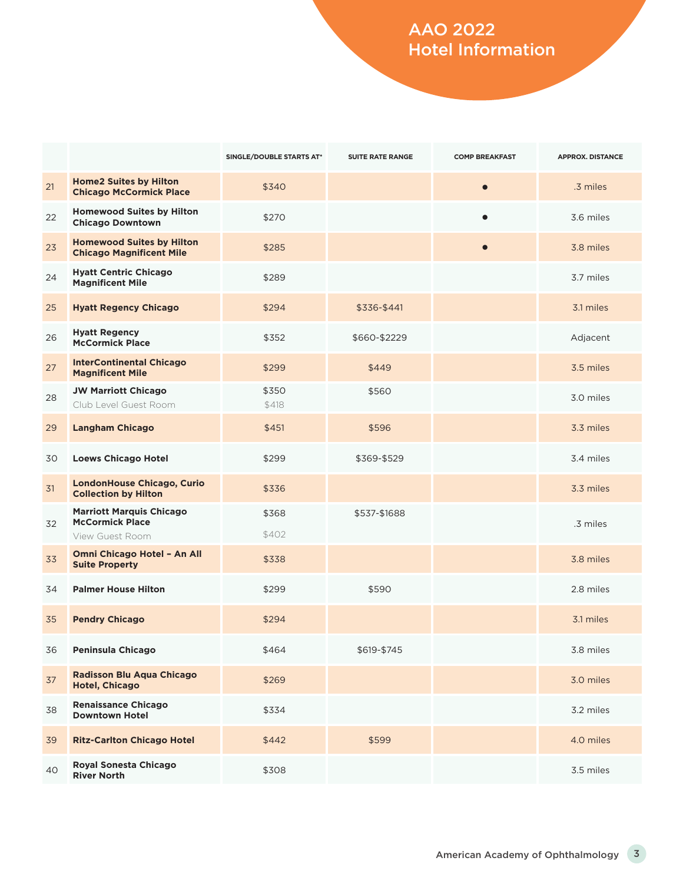# AAO 2022 Hotel Information

| | | SINGLE/DOUBLE STARTS AT* | SUITE RATE RANGE | COMP BREAKFAST | APPROX. DISTANCE |
|---|---|---|---|---|---|
| 21 | **Home2 Suites by Hilton Chicago McCormick Place** | $340 | | ● | .3 miles |
| 22 | **Homewood Suites by Hilton Chicago Downtown** | $270 | | ● | 3.6 miles |
| 23 | **Homewood Suites by Hilton Chicago Magnificent Mile** | $285 | | ● | 3.8 miles |
| 24 | **Hyatt Centric Chicago Magnificent Mile** | $289 | | | 3.7 miles |
| 25 | **Hyatt Regency Chicago** | $294 | $336-$441 | | 3.1 miles |
| 26 | **Hyatt Regency McCormick Place** | $352 | $660-$2229 | | Adjacent |
| 27 | **InterContinental Chicago Magnificent Mile** | $299 | $449 | | 3.5 miles |
| 28 | **JW Marriott Chicago**<br>Club Level Guest Room | $350<br>$418 | $560 | | 3.0 miles |
| 29 | **Langham Chicago** | $451 | $596 | | 3.3 miles |
| 30 | **Loews Chicago Hotel** | $299 | $369-$529 | | 3.4 miles |
| 31 | **LondonHouse Chicago, Curio Collection by Hilton** | $336 | | | 3.3 miles |
| 32 | **Marriott Marquis Chicago McCormick Place**<br>View Guest Room | $368<br>$402 | $537-$1688 | | .3 miles |
| 33 | **Omni Chicago Hotel – An All Suite Property** | $338 | | | 3.8 miles |
| 34 | **Palmer House Hilton** | $299 | $590 | | 2.8 miles |
| 35 | **Pendry Chicago** | $294 | | | 3.1 miles |
| 36 | **Peninsula Chicago** | $464 | $619-$745 | | 3.8 miles |
| 37 | **Radisson Blu Aqua Chicago Hotel, Chicago** | $269 | | | 3.0 miles |
| 38 | **Renaissance Chicago Downtown Hotel** | $334 | | | 3.2 miles |
| 39 | **Ritz-Carlton Chicago Hotel** | $442 | $599 | | 4.0 miles |
| 40 | **Royal Sonesta Chicago River North** | $308 | | | 3.5 miles |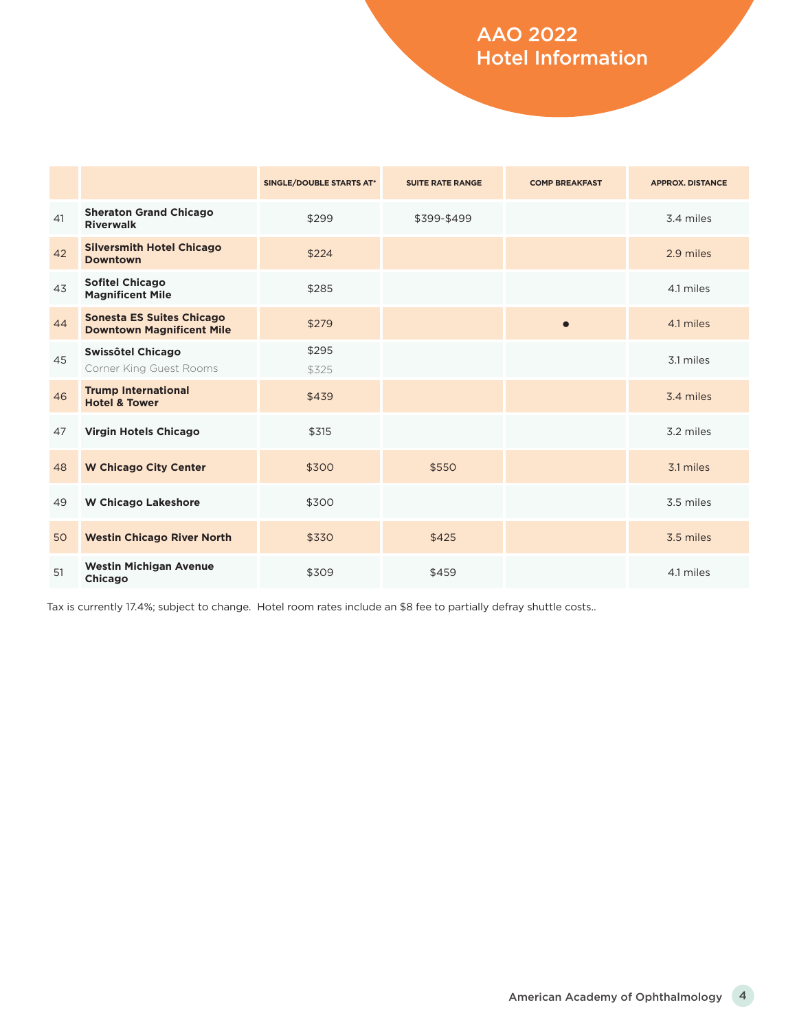# AAO 2022 Hotel Information

| | | SINGLE/DOUBLE STARTS AT* | SUITE RATE RANGE | COMP BREAKFAST | APPROX. DISTANCE |
|---|---|---|---|---|---|
| 41 | **Sheraton Grand Chicago Riverwalk** | $299 | $399-$499 | | 3.4 miles |
| 42 | **Silversmith Hotel Chicago Downtown** | $224 | | | 2.9 miles |
| 43 | **Sofitel Chicago Magnificent Mile** | $285 | | | 4.1 miles |
| 44 | **Sonesta ES Suites Chicago Downtown Magnificent Mile** | $279 | | ● | 4.1 miles |
| 45 | **Swissôtel Chicago** Corner King Guest Rooms | $295 $325 | | | 3.1 miles |
| 46 | **Trump International Hotel & Tower** | $439 | | | 3.4 miles |
| 47 | **Virgin Hotels Chicago** | $315 | | | 3.2 miles |
| 48 | **W Chicago City Center** | $300 | $550 | | 3.1 miles |
| 49 | **W Chicago Lakeshore** | $300 | | | 3.5 miles |
| 50 | **Westin Chicago River North** | $330 | $425 | | 3.5 miles |
| 51 | **Westin Michigan Avenue Chicago** | $309 | $459 | | 4.1 miles |

Tax is currently 17.4%; subject to change. Hotel room rates include an $8 fee to partially defray shuttle costs..